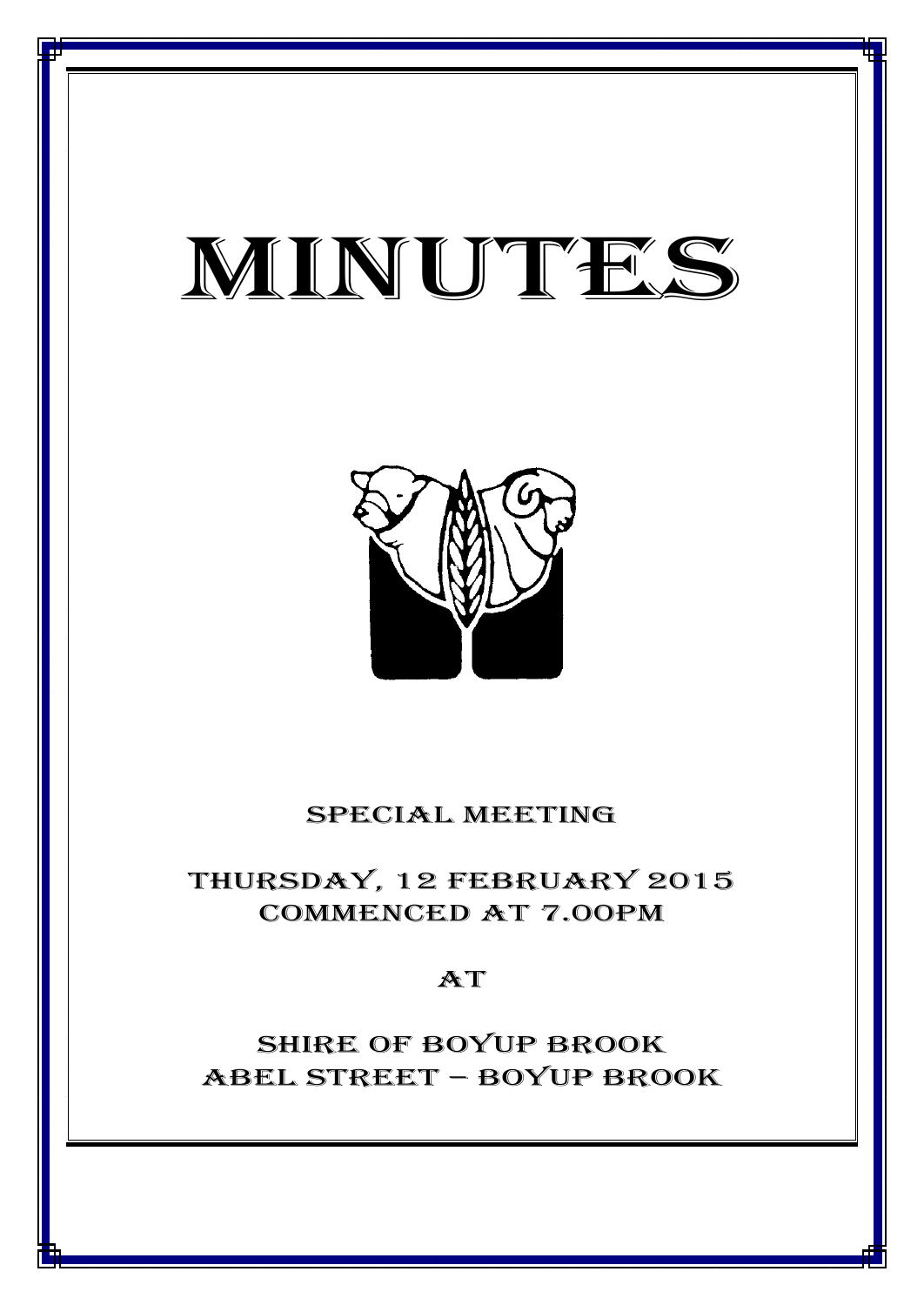# MINUTES

## SPECIAL MEETING

## THURSDAY, 12 FEBRUARY 2015
## COMMENCED AT 7.00PM

## AT

## SHIRE OF BOYUP BROOK
## ABEL STREET – BOYUP BROOK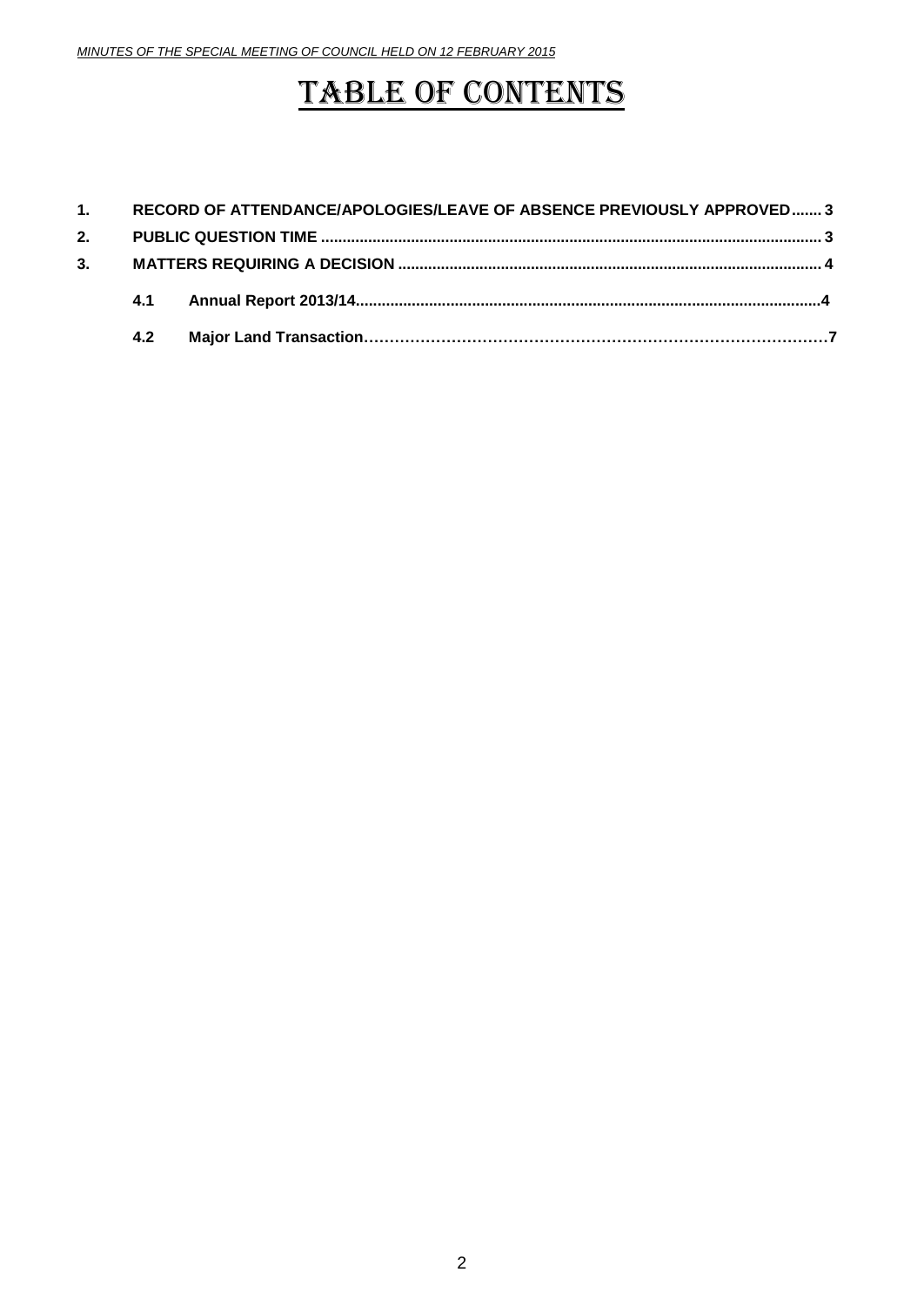# TABLE OF CONTENTS

**1. RECORD OF ATTENDANCE/APOLOGIES/LEAVE OF ABSENCE PREVIOUSLY APPROVED....... 3**

**2. PUBLIC QUESTION TIME .................................................................................................................... 3**

**3. MATTERS REQUIRING A DECISION .................................................................................................. 4**

- **4.1 Annual Report 2013/14...........................................................................................................4**
- **4.2 Major Land Transaction………………………………………………………………………………7**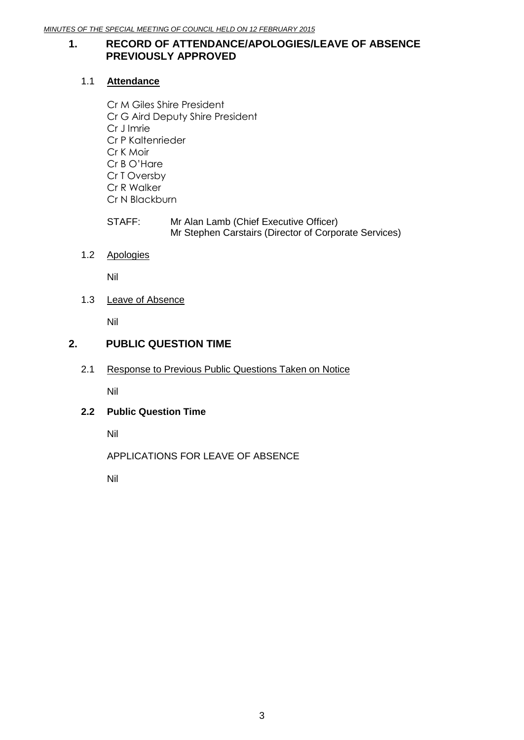## 1. RECORD OF ATTENDANCE/APOLOGIES/LEAVE OF ABSENCE PREVIOUSLY APPROVED

### 1.1 Attendance

Cr M Giles Shire President
Cr G Aird Deputy Shire President
Cr J Imrie
Cr P Kaltenrieder
Cr K Moir
Cr B O'Hare
Cr T Oversby
Cr R Walker
Cr N Blackburn

STAFF: Mr Alan Lamb (Chief Executive Officer)
Mr Stephen Carstairs (Director of Corporate Services)

### 1.2 Apologies

Nil

### 1.3 Leave of Absence

Nil

## 2. PUBLIC QUESTION TIME

### 2.1 Response to Previous Public Questions Taken on Notice

Nil

### 2.2 Public Question Time

Nil

APPLICATIONS FOR LEAVE OF ABSENCE

Nil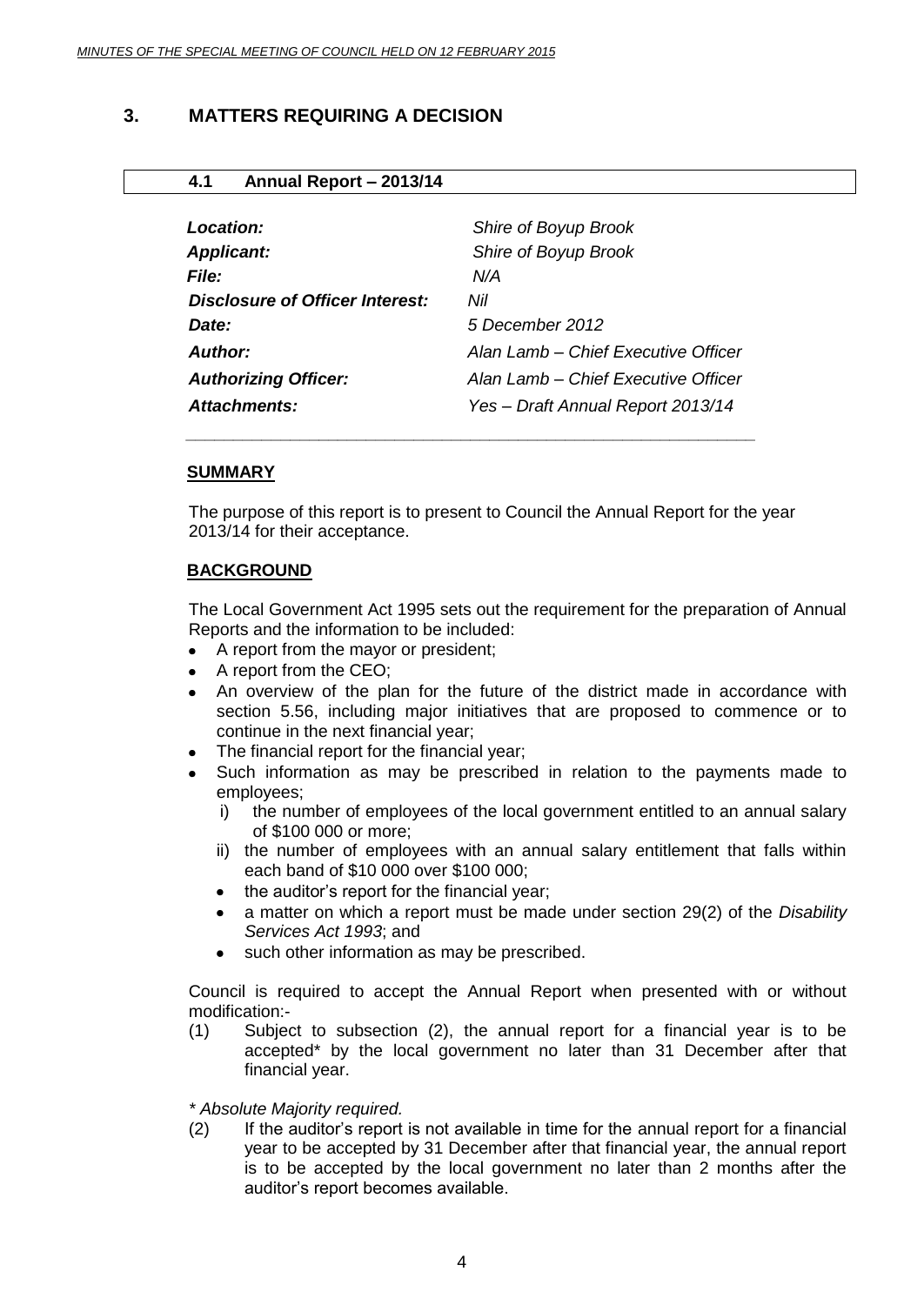## 3. MATTERS REQUIRING A DECISION

### 4.1 Annual Report – 2013/14

| | |
|---|---|
| *Location:* | *Shire of Boyup Brook* |
| *Applicant:* | *Shire of Boyup Brook* |
| *File:* | *N/A* |
| *Disclosure of Officer Interest:* | *Nil* |
| *Date:* | *5 December 2012* |
| *Author:* | *Alan Lamb – Chief Executive Officer* |
| *Authorizing Officer:* | *Alan Lamb – Chief Executive Officer* |
| *Attachments:* | *Yes – Draft Annual Report 2013/14* |

**SUMMARY**

The purpose of this report is to present to Council the Annual Report for the year 2013/14 for their acceptance.

**BACKGROUND**

The Local Government Act 1995 sets out the requirement for the preparation of Annual Reports and the information to be included:

- A report from the mayor or president;
- A report from the CEO;
- An overview of the plan for the future of the district made in accordance with section 5.56, including major initiatives that are proposed to commence or to continue in the next financial year;
- The financial report for the financial year;
- Such information as may be prescribed in relation to the payments made to employees;
  - i) the number of employees of the local government entitled to an annual salary of \$100 000 or more;
  - ii) the number of employees with an annual salary entitlement that falls within each band of \$10 000 over \$100 000;
  - the auditor's report for the financial year;
  - a matter on which a report must be made under section 29(2) of the *Disability Services Act 1993*; and
  - such other information as may be prescribed.

Council is required to accept the Annual Report when presented with or without modification:-

(1) Subject to subsection (2), the annual report for a financial year is to be accepted* by the local government no later than 31 December after that financial year.

*\* Absolute Majority required.*

(2) If the auditor's report is not available in time for the annual report for a financial year to be accepted by 31 December after that financial year, the annual report is to be accepted by the local government no later than 2 months after the auditor's report becomes available.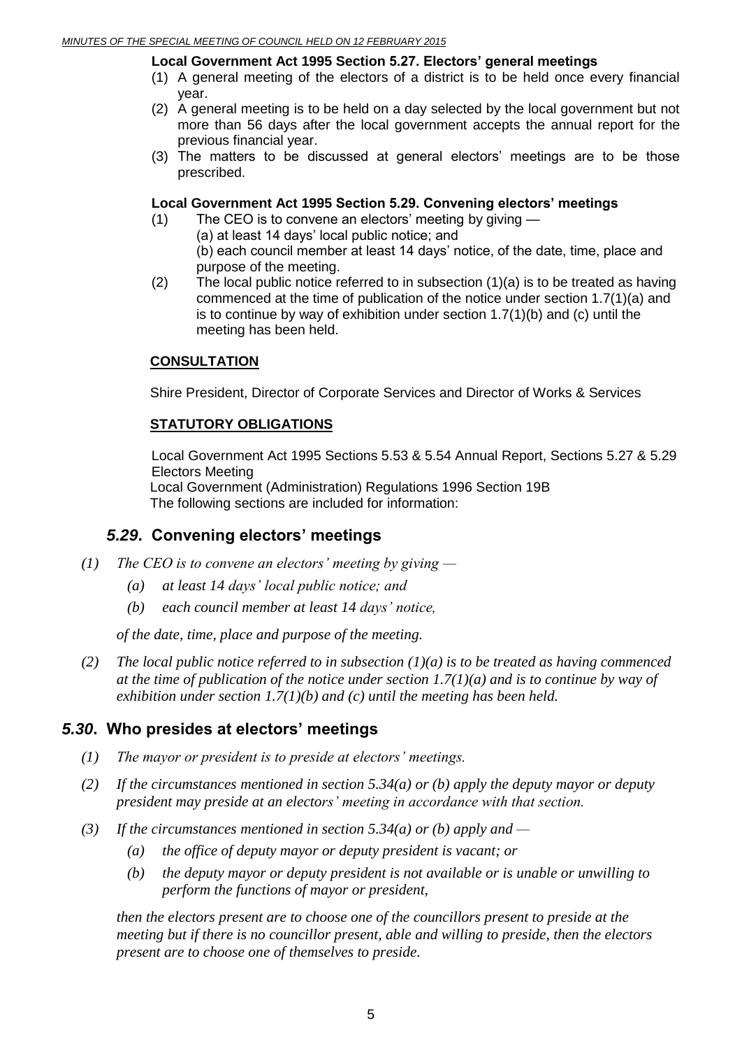**Local Government Act 1995 Section 5.27. Electors' general meetings**

(1) A general meeting of the electors of a district is to be held once every financial year.
(2) A general meeting is to be held on a day selected by the local government but not more than 56 days after the local government accepts the annual report for the previous financial year.
(3) The matters to be discussed at general electors' meetings are to be those prescribed.

**Local Government Act 1995 Section 5.29. Convening electors' meetings**

(1) The CEO is to convene an electors' meeting by giving —
    (a) at least 14 days' local public notice; and
    (b) each council member at least 14 days' notice, of the date, time, place and purpose of the meeting.
(2) The local public notice referred to in subsection (1)(a) is to be treated as having commenced at the time of publication of the notice under section 1.7(1)(a) and is to continue by way of exhibition under section 1.7(1)(b) and (c) until the meeting has been held.

**CONSULTATION**

Shire President, Director of Corporate Services and Director of Works & Services

**STATUTORY OBLIGATIONS**

Local Government Act 1995 Sections 5.53 & 5.54 Annual Report, Sections 5.27 & 5.29 Electors Meeting
Local Government (Administration) Regulations 1996 Section 19B
The following sections are included for information:

## *5.29*. Convening electors' meetings

*(1) The CEO is to convene an electors' meeting by giving —*

*(a) at least 14 days' local public notice; and*

*(b) each council member at least 14 days' notice,*

*of the date, time, place and purpose of the meeting.*

*(2) The local public notice referred to in subsection (1)(a) is to be treated as having commenced at the time of publication of the notice under section 1.7(1)(a) and is to continue by way of exhibition under section 1.7(1)(b) and (c) until the meeting has been held.*

## *5.30*. Who presides at electors' meetings

*(1) The mayor or president is to preside at electors' meetings.*

*(2) If the circumstances mentioned in section 5.34(a) or (b) apply the deputy mayor or deputy president may preside at an electors' meeting in accordance with that section.*

*(3) If the circumstances mentioned in section 5.34(a) or (b) apply and —*

*(a) the office of deputy mayor or deputy president is vacant; or*

*(b) the deputy mayor or deputy president is not available or is unable or unwilling to perform the functions of mayor or president,*

*then the electors present are to choose one of the councillors present to preside at the meeting but if there is no councillor present, able and willing to preside, then the electors present are to choose one of themselves to preside.*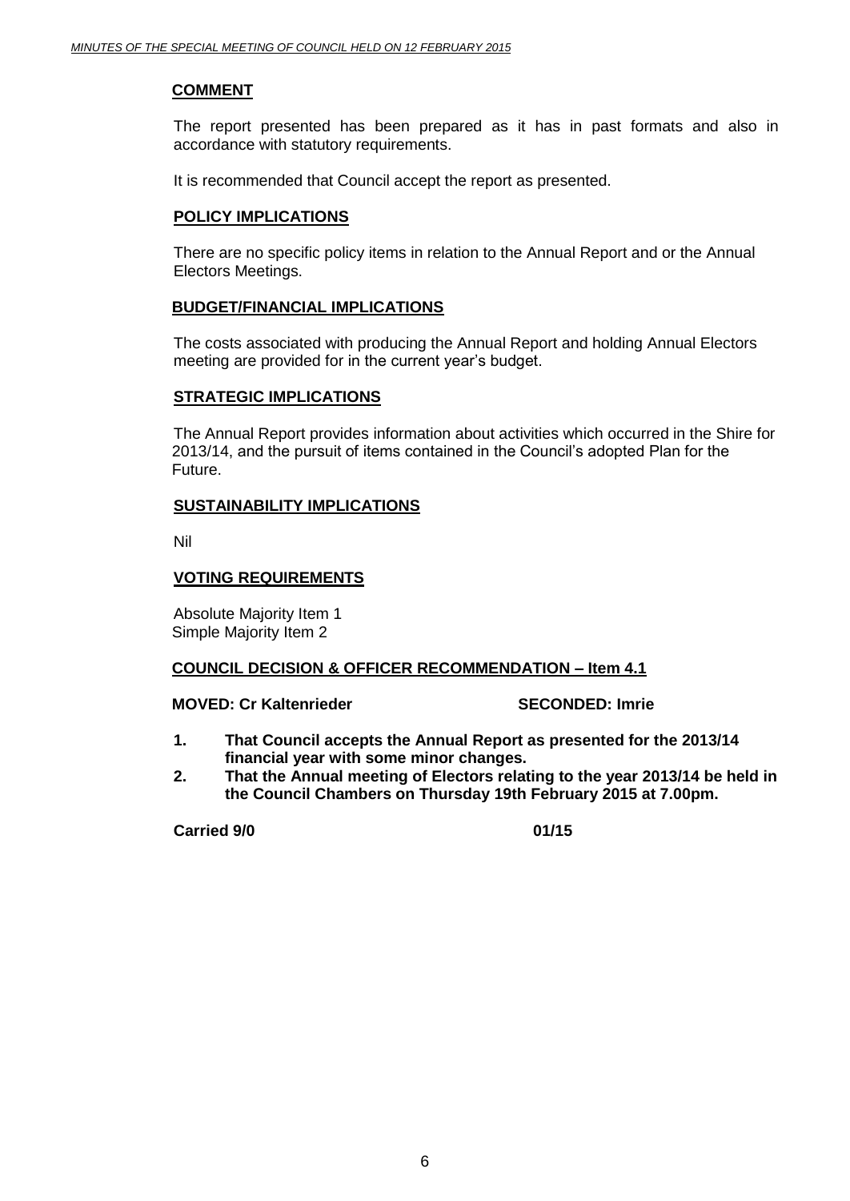## COMMENT

The report presented has been prepared as it has in past formats and also in accordance with statutory requirements.

It is recommended that Council accept the report as presented.

## POLICY IMPLICATIONS

There are no specific policy items in relation to the Annual Report and or the Annual Electors Meetings.

## BUDGET/FINANCIAL IMPLICATIONS

The costs associated with producing the Annual Report and holding Annual Electors meeting are provided for in the current year's budget.

## STRATEGIC IMPLICATIONS

The Annual Report provides information about activities which occurred in the Shire for 2013/14, and the pursuit of items contained in the Council's adopted Plan for the Future.

## SUSTAINABILITY IMPLICATIONS

Nil

## VOTING REQUIREMENTS

Absolute Majority Item 1
Simple Majority Item 2

## COUNCIL DECISION & OFFICER RECOMMENDATION – Item 4.1

**MOVED: Cr Kaltenrieder SECONDED: Imrie**

1. **That Council accepts the Annual Report as presented for the 2013/14 financial year with some minor changes.**
2. **That the Annual meeting of Electors relating to the year 2013/14 be held in the Council Chambers on Thursday 19th February 2015 at 7.00pm.**

**Carried 9/0 01/15**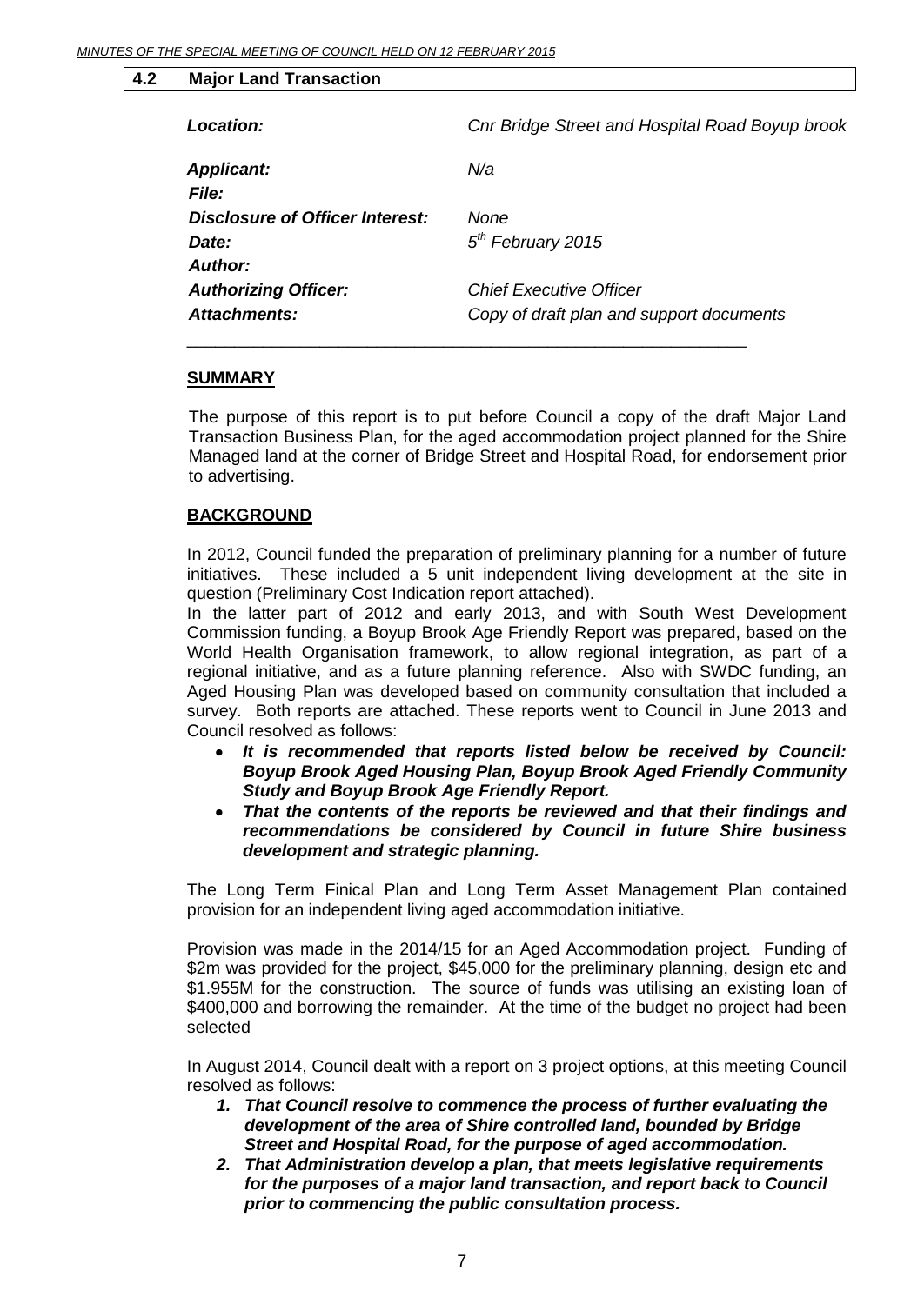## 4.2 Major Land Transaction

| | |
|---|---|
| ***Location:*** | *Cnr Bridge Street and Hospital Road Boyup brook* |
| ***Applicant:*** | *N/a* |
| ***File:*** | |
| ***Disclosure of Officer Interest:*** | *None* |
| ***Date:*** | *5th February 2015* |
| ***Author:*** | |
| ***Authorizing Officer:*** | *Chief Executive Officer* |
| ***Attachments:*** | *Copy of draft plan and support documents* |

---

### SUMMARY

The purpose of this report is to put before Council a copy of the draft Major Land Transaction Business Plan, for the aged accommodation project planned for the Shire Managed land at the corner of Bridge Street and Hospital Road, for endorsement prior to advertising.

### BACKGROUND

In 2012, Council funded the preparation of preliminary planning for a number of future initiatives. These included a 5 unit independent living development at the site in question (Preliminary Cost Indication report attached).

In the latter part of 2012 and early 2013, and with South West Development Commission funding, a Boyup Brook Age Friendly Report was prepared, based on the World Health Organisation framework, to allow regional integration, as part of a regional initiative, and as a future planning reference. Also with SWDC funding, an Aged Housing Plan was developed based on community consultation that included a survey. Both reports are attached. These reports went to Council in June 2013 and Council resolved as follows:

- ***It is recommended that reports listed below be received by Council: Boyup Brook Aged Housing Plan, Boyup Brook Aged Friendly Community Study and Boyup Brook Age Friendly Report.***
- ***That the contents of the reports be reviewed and that their findings and recommendations be considered by Council in future Shire business development and strategic planning.***

The Long Term Finical Plan and Long Term Asset Management Plan contained provision for an independent living aged accommodation initiative.

Provision was made in the 2014/15 for an Aged Accommodation project. Funding of $2m was provided for the project, $45,000 for the preliminary planning, design etc and $1.955M for the construction. The source of funds was utilising an existing loan of $400,000 and borrowing the remainder. At the time of the budget no project had been selected

In August 2014, Council dealt with a report on 3 project options, at this meeting Council resolved as follows:

1. ***That Council resolve to commence the process of further evaluating the development of the area of Shire controlled land, bounded by Bridge Street and Hospital Road, for the purpose of aged accommodation.***
2. ***That Administration develop a plan, that meets legislative requirements for the purposes of a major land transaction, and report back to Council prior to commencing the public consultation process.***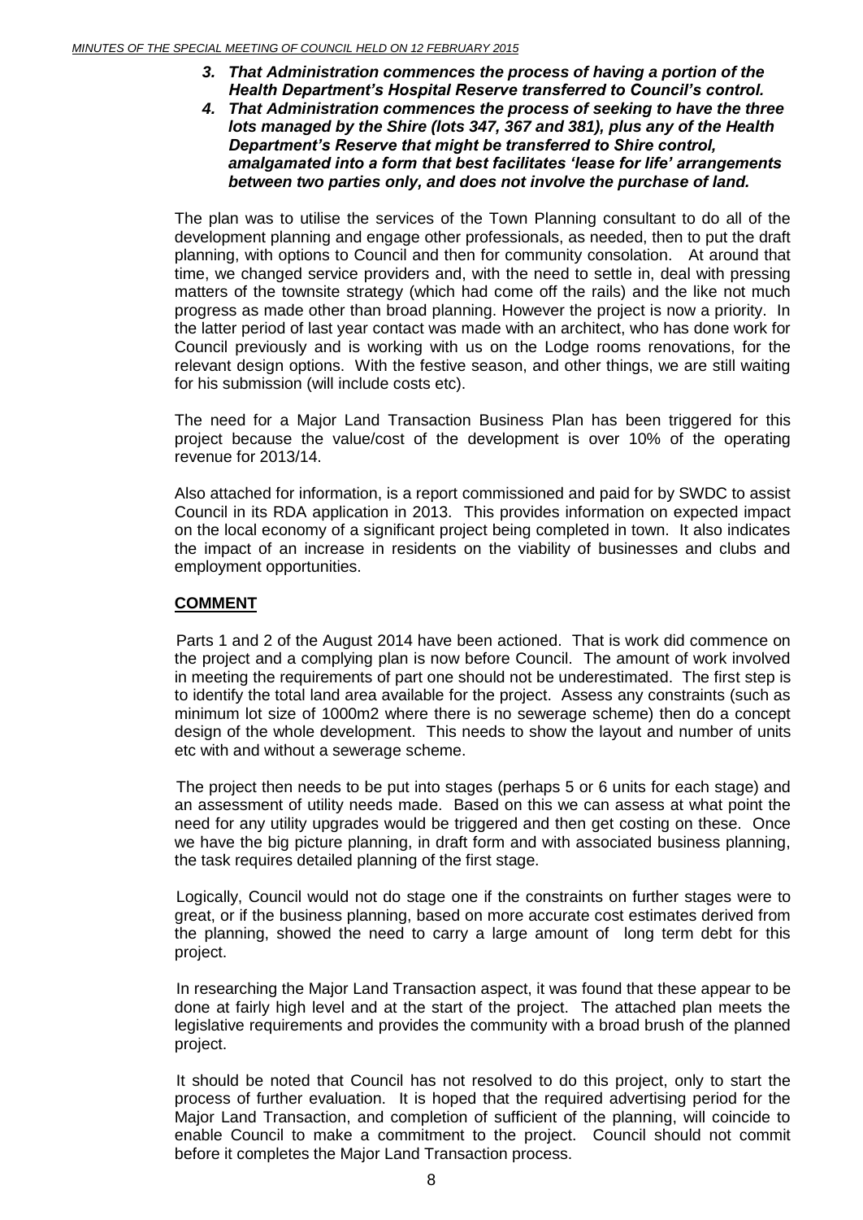3. ***That Administration commences the process of having a portion of the Health Department's Hospital Reserve transferred to Council's control.***
4. ***That Administration commences the process of seeking to have the three lots managed by the Shire (lots 347, 367 and 381), plus any of the Health Department's Reserve that might be transferred to Shire control, amalgamated into a form that best facilitates 'lease for life' arrangements between two parties only, and does not involve the purchase of land.***

The plan was to utilise the services of the Town Planning consultant to do all of the development planning and engage other professionals, as needed, then to put the draft planning, with options to Council and then for community consolation. At around that time, we changed service providers and, with the need to settle in, deal with pressing matters of the townsite strategy (which had come off the rails) and the like not much progress as made other than broad planning. However the project is now a priority. In the latter period of last year contact was made with an architect, who has done work for Council previously and is working with us on the Lodge rooms renovations, for the relevant design options. With the festive season, and other things, we are still waiting for his submission (will include costs etc).

The need for a Major Land Transaction Business Plan has been triggered for this project because the value/cost of the development is over 10% of the operating revenue for 2013/14.

Also attached for information, is a report commissioned and paid for by SWDC to assist Council in its RDA application in 2013. This provides information on expected impact on the local economy of a significant project being completed in town. It also indicates the impact of an increase in residents on the viability of businesses and clubs and employment opportunities.

## COMMENT

Parts 1 and 2 of the August 2014 have been actioned. That is work did commence on the project and a complying plan is now before Council. The amount of work involved in meeting the requirements of part one should not be underestimated. The first step is to identify the total land area available for the project. Assess any constraints (such as minimum lot size of 1000m2 where there is no sewerage scheme) then do a concept design of the whole development. This needs to show the layout and number of units etc with and without a sewerage scheme.

The project then needs to be put into stages (perhaps 5 or 6 units for each stage) and an assessment of utility needs made. Based on this we can assess at what point the need for any utility upgrades would be triggered and then get costing on these. Once we have the big picture planning, in draft form and with associated business planning, the task requires detailed planning of the first stage.

Logically, Council would not do stage one if the constraints on further stages were to great, or if the business planning, based on more accurate cost estimates derived from the planning, showed the need to carry a large amount of long term debt for this project.

In researching the Major Land Transaction aspect, it was found that these appear to be done at fairly high level and at the start of the project. The attached plan meets the legislative requirements and provides the community with a broad brush of the planned project.

It should be noted that Council has not resolved to do this project, only to start the process of further evaluation. It is hoped that the required advertising period for the Major Land Transaction, and completion of sufficient of the planning, will coincide to enable Council to make a commitment to the project. Council should not commit before it completes the Major Land Transaction process.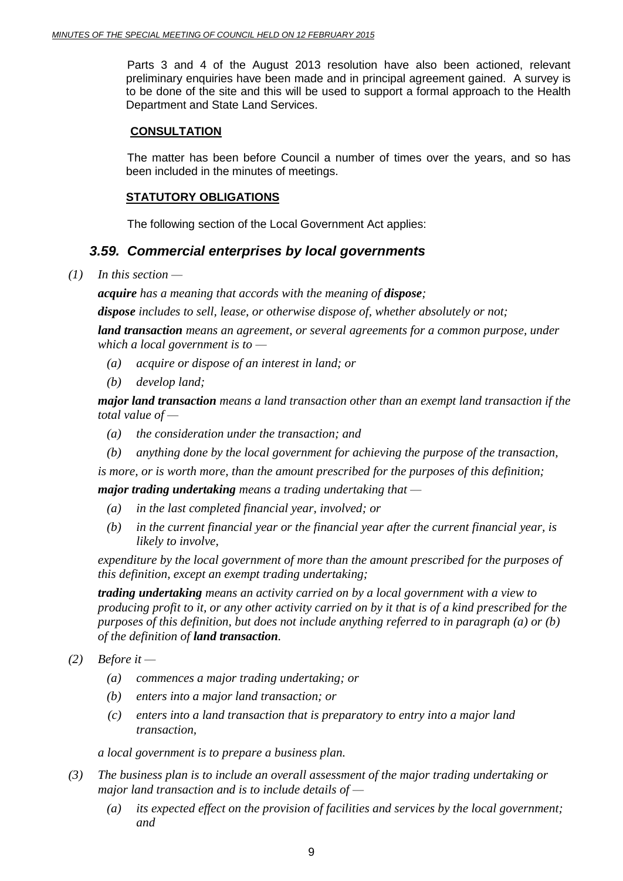Parts 3 and 4 of the August 2013 resolution have also been actioned, relevant preliminary enquiries have been made and in principal agreement gained. A survey is to be done of the site and this will be used to support a formal approach to the Health Department and State Land Services.

**CONSULTATION**

The matter has been before Council a number of times over the years, and so has been included in the minutes of meetings.

**STATUTORY OBLIGATIONS**

The following section of the Local Government Act applies:

### *3.59. Commercial enterprises by local governments*

*(1) In this section —*

***acquire** has a meaning that accords with the meaning of **dispose**;*

***dispose** includes to sell, lease, or otherwise dispose of, whether absolutely or not;*

***land transaction** means an agreement, or several agreements for a common purpose, under which a local government is to —*

*(a) acquire or dispose of an interest in land; or*

*(b) develop land;*

***major land transaction** means a land transaction other than an exempt land transaction if the total value of —*

*(a) the consideration under the transaction; and*

*(b) anything done by the local government for achieving the purpose of the transaction,*

*is more, or is worth more, than the amount prescribed for the purposes of this definition;*

***major trading undertaking** means a trading undertaking that —*

*(a) in the last completed financial year, involved; or*

*(b) in the current financial year or the financial year after the current financial year, is likely to involve,*

*expenditure by the local government of more than the amount prescribed for the purposes of this definition, except an exempt trading undertaking;*

***trading undertaking** means an activity carried on by a local government with a view to producing profit to it, or any other activity carried on by it that is of a kind prescribed for the purposes of this definition, but does not include anything referred to in paragraph (a) or (b) of the definition of **land transaction**.*

*(2) Before it —*

*(a) commences a major trading undertaking; or*

*(b) enters into a major land transaction; or*

*(c) enters into a land transaction that is preparatory to entry into a major land transaction,*

*a local government is to prepare a business plan.*

*(3) The business plan is to include an overall assessment of the major trading undertaking or major land transaction and is to include details of —*

*(a) its expected effect on the provision of facilities and services by the local government; and*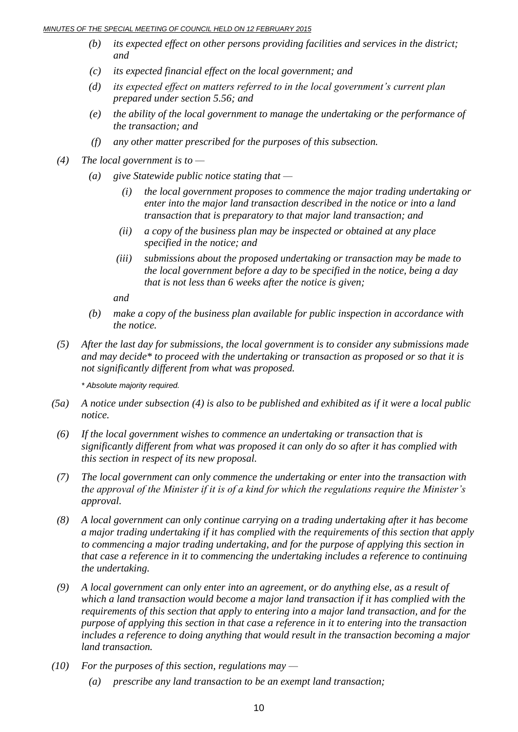*(b) its expected effect on other persons providing facilities and services in the district; and*

*(c) its expected financial effect on the local government; and*

*(d) its expected effect on matters referred to in the local government's current plan prepared under section 5.56; and*

*(e) the ability of the local government to manage the undertaking or the performance of the transaction; and*

*(f) any other matter prescribed for the purposes of this subsection.*

*(4) The local government is to —*

*(a) give Statewide public notice stating that —*

*(i) the local government proposes to commence the major trading undertaking or enter into the major land transaction described in the notice or into a land transaction that is preparatory to that major land transaction; and*

*(ii) a copy of the business plan may be inspected or obtained at any place specified in the notice; and*

*(iii) submissions about the proposed undertaking or transaction may be made to the local government before a day to be specified in the notice, being a day that is not less than 6 weeks after the notice is given;*

*and*

*(b) make a copy of the business plan available for public inspection in accordance with the notice.*

*(5) After the last day for submissions, the local government is to consider any submissions made and may decide\* to proceed with the undertaking or transaction as proposed or so that it is not significantly different from what was proposed.*

*\* Absolute majority required.*

*(5a) A notice under subsection (4) is also to be published and exhibited as if it were a local public notice.*

*(6) If the local government wishes to commence an undertaking or transaction that is significantly different from what was proposed it can only do so after it has complied with this section in respect of its new proposal.*

*(7) The local government can only commence the undertaking or enter into the transaction with the approval of the Minister if it is of a kind for which the regulations require the Minister's approval.*

*(8) A local government can only continue carrying on a trading undertaking after it has become a major trading undertaking if it has complied with the requirements of this section that apply to commencing a major trading undertaking, and for the purpose of applying this section in that case a reference in it to commencing the undertaking includes a reference to continuing the undertaking.*

*(9) A local government can only enter into an agreement, or do anything else, as a result of which a land transaction would become a major land transaction if it has complied with the requirements of this section that apply to entering into a major land transaction, and for the purpose of applying this section in that case a reference in it to entering into the transaction includes a reference to doing anything that would result in the transaction becoming a major land transaction.*

*(10) For the purposes of this section, regulations may —*

*(a) prescribe any land transaction to be an exempt land transaction;*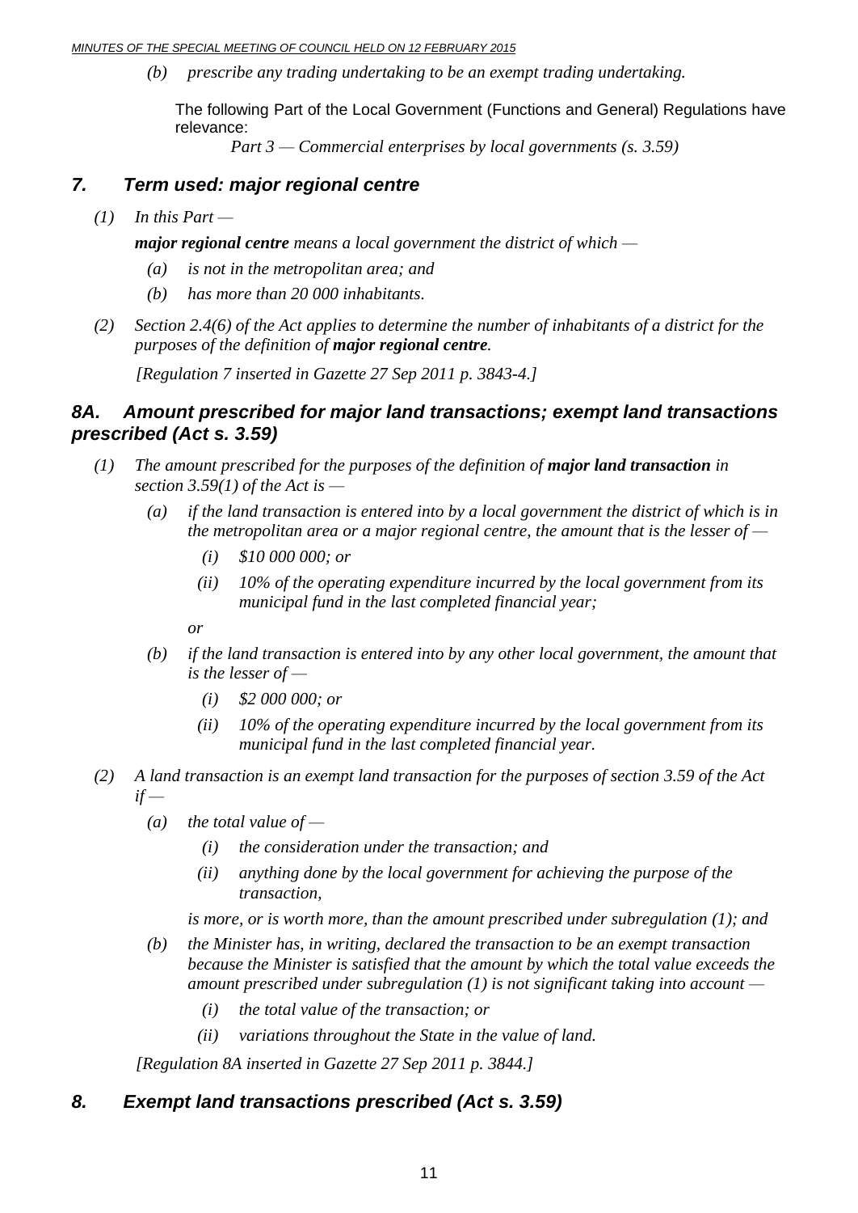*(b) prescribe any trading undertaking to be an exempt trading undertaking.*

The following Part of the Local Government (Functions and General) Regulations have relevance:

*Part 3 — Commercial enterprises by local governments (s. 3.59)*

## *7. Term used: major regional centre*

*(1) In this Part —*

***major regional centre*** *means a local government the district of which —*

*(a) is not in the metropolitan area; and*

*(b) has more than 20 000 inhabitants.*

*(2) Section 2.4(6) of the Act applies to determine the number of inhabitants of a district for the purposes of the definition of* ***major regional centre****.*

*[Regulation 7 inserted in Gazette 27 Sep 2011 p. 3843-4.]*

## *8A. Amount prescribed for major land transactions; exempt land transactions prescribed (Act s. 3.59)*

*(1) The amount prescribed for the purposes of the definition of* ***major land transaction*** *in section 3.59(1) of the Act is —*

*(a) if the land transaction is entered into by a local government the district of which is in the metropolitan area or a major regional centre, the amount that is the lesser of —*

*(i) $10 000 000; or*

*(ii) 10% of the operating expenditure incurred by the local government from its municipal fund in the last completed financial year;*

*or*

*(b) if the land transaction is entered into by any other local government, the amount that is the lesser of —*

*(i) $2 000 000; or*

*(ii) 10% of the operating expenditure incurred by the local government from its municipal fund in the last completed financial year.*

*(2) A land transaction is an exempt land transaction for the purposes of section 3.59 of the Act if —*

*(a) the total value of —*

*(i) the consideration under the transaction; and*

*(ii) anything done by the local government for achieving the purpose of the transaction,*

*is more, or is worth more, than the amount prescribed under subregulation (1); and*

*(b) the Minister has, in writing, declared the transaction to be an exempt transaction because the Minister is satisfied that the amount by which the total value exceeds the amount prescribed under subregulation (1) is not significant taking into account —*

*(i) the total value of the transaction; or*

*(ii) variations throughout the State in the value of land.*

*[Regulation 8A inserted in Gazette 27 Sep 2011 p. 3844.]*

## *8. Exempt land transactions prescribed (Act s. 3.59)*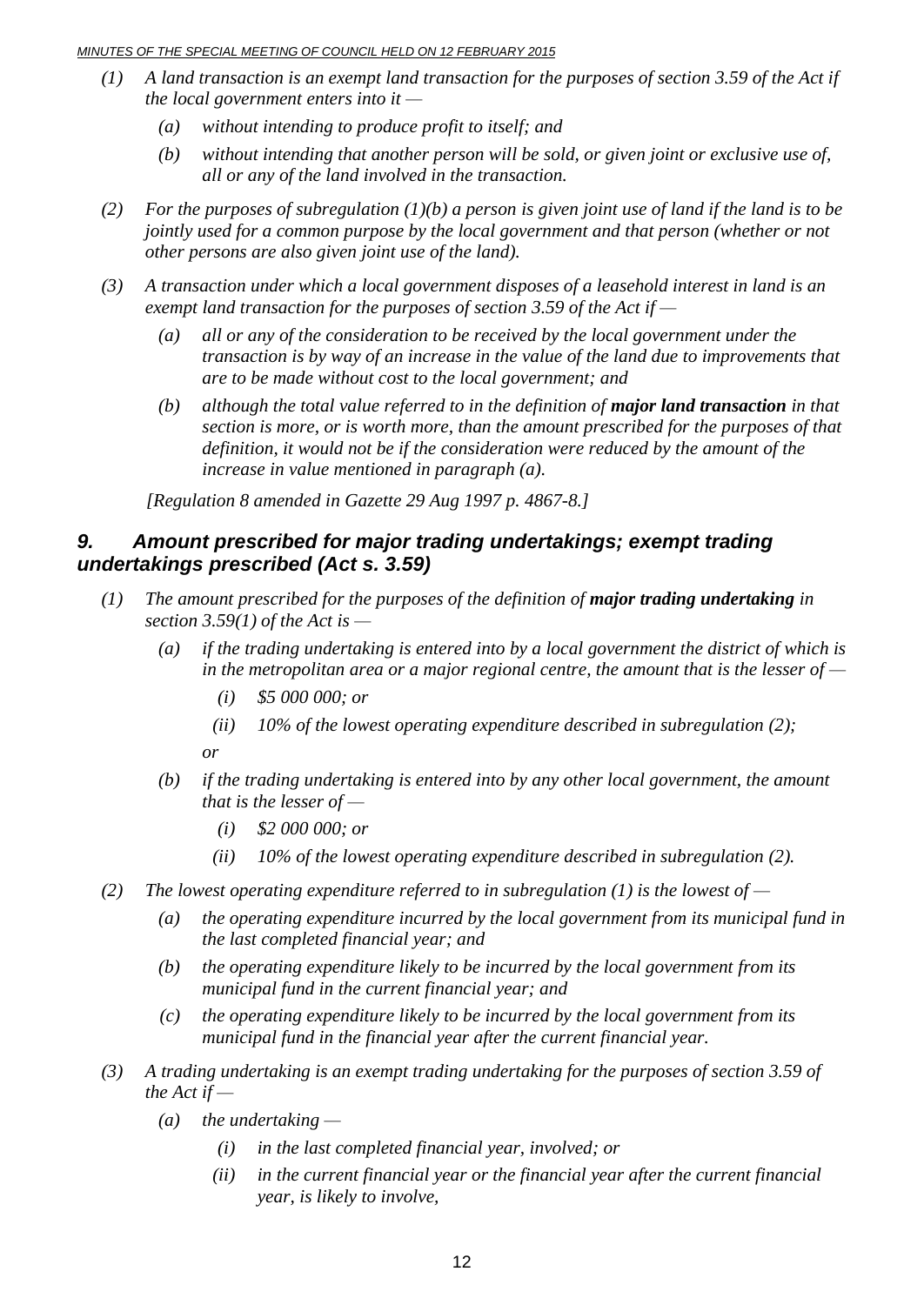*(1) A land transaction is an exempt land transaction for the purposes of section 3.59 of the Act if the local government enters into it —*

*(a) without intending to produce profit to itself; and*

*(b) without intending that another person will be sold, or given joint or exclusive use of, all or any of the land involved in the transaction.*

*(2) For the purposes of subregulation (1)(b) a person is given joint use of land if the land is to be jointly used for a common purpose by the local government and that person (whether or not other persons are also given joint use of the land).*

*(3) A transaction under which a local government disposes of a leasehold interest in land is an exempt land transaction for the purposes of section 3.59 of the Act if —*

*(a) all or any of the consideration to be received by the local government under the transaction is by way of an increase in the value of the land due to improvements that are to be made without cost to the local government; and*

*(b) although the total value referred to in the definition of* ***major land transaction*** *in that section is more, or is worth more, than the amount prescribed for the purposes of that definition, it would not be if the consideration were reduced by the amount of the increase in value mentioned in paragraph (a).*

*[Regulation 8 amended in Gazette 29 Aug 1997 p. 4867-8.]*

## *9. Amount prescribed for major trading undertakings; exempt trading undertakings prescribed (Act s. 3.59)*

*(1) The amount prescribed for the purposes of the definition of* ***major trading undertaking*** *in section 3.59(1) of the Act is —*

*(a) if the trading undertaking is entered into by a local government the district of which is in the metropolitan area or a major regional centre, the amount that is the lesser of —*

*(i) $5 000 000; or*

*(ii) 10% of the lowest operating expenditure described in subregulation (2);*

*or*

*(b) if the trading undertaking is entered into by any other local government, the amount that is the lesser of —*

*(i) $2 000 000; or*

*(ii) 10% of the lowest operating expenditure described in subregulation (2).*

*(2) The lowest operating expenditure referred to in subregulation (1) is the lowest of —*

*(a) the operating expenditure incurred by the local government from its municipal fund in the last completed financial year; and*

*(b) the operating expenditure likely to be incurred by the local government from its municipal fund in the current financial year; and*

*(c) the operating expenditure likely to be incurred by the local government from its municipal fund in the financial year after the current financial year.*

*(3) A trading undertaking is an exempt trading undertaking for the purposes of section 3.59 of the Act if —*

*(a) the undertaking —*

*(i) in the last completed financial year, involved; or*

*(ii) in the current financial year or the financial year after the current financial year, is likely to involve,*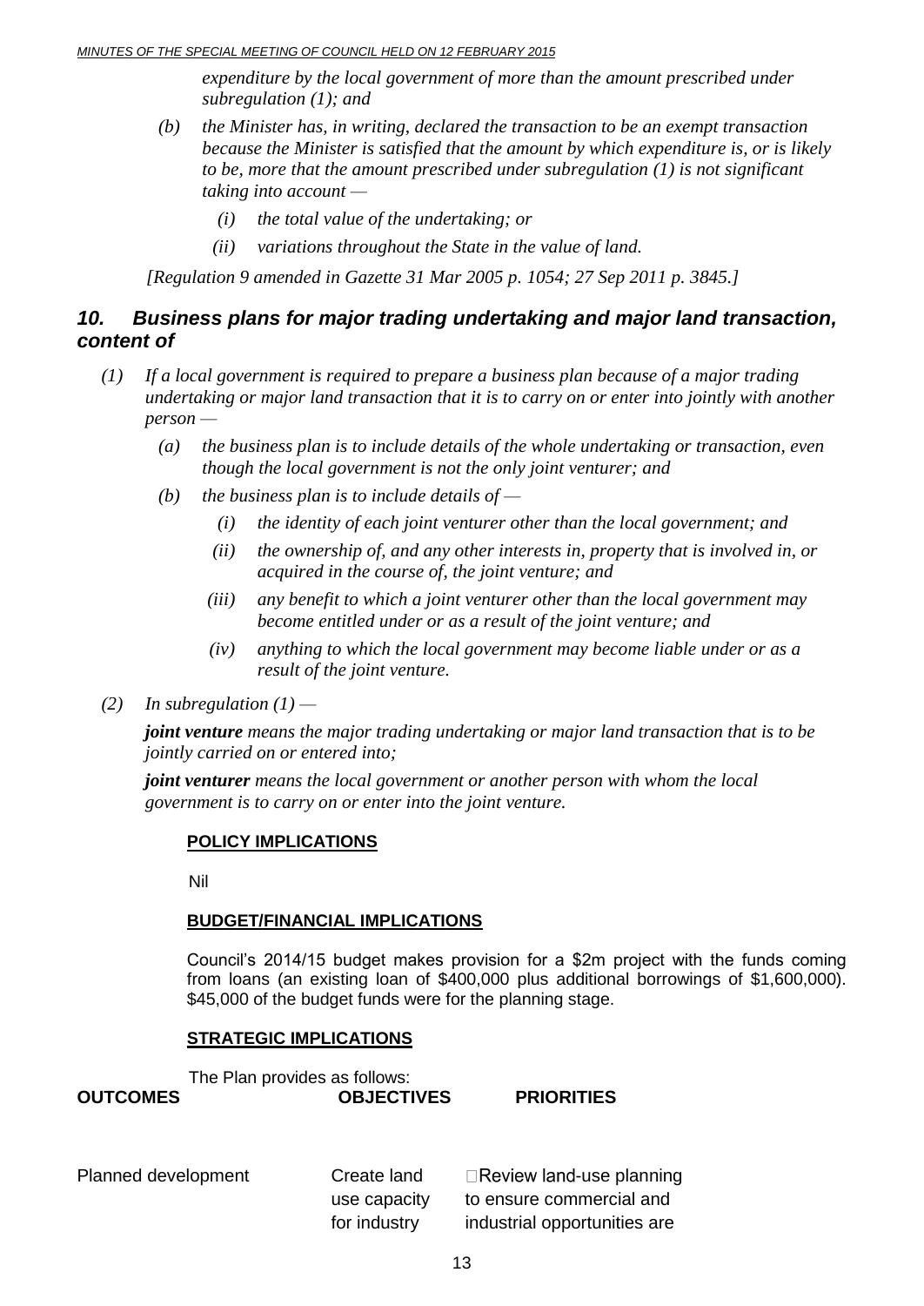*expenditure by the local government of more than the amount prescribed under subregulation (1); and*

*(b) the Minister has, in writing, declared the transaction to be an exempt transaction because the Minister is satisfied that the amount by which expenditure is, or is likely to be, more that the amount prescribed under subregulation (1) is not significant taking into account —*

*(i) the total value of the undertaking; or*

*(ii) variations throughout the State in the value of land.*

*[Regulation 9 amended in Gazette 31 Mar 2005 p. 1054; 27 Sep 2011 p. 3845.]*

## *10. Business plans for major trading undertaking and major land transaction, content of*

*(1) If a local government is required to prepare a business plan because of a major trading undertaking or major land transaction that it is to carry on or enter into jointly with another person —*

*(a) the business plan is to include details of the whole undertaking or transaction, even though the local government is not the only joint venturer; and*

*(b) the business plan is to include details of —*

*(i) the identity of each joint venturer other than the local government; and*

*(ii) the ownership of, and any other interests in, property that is involved in, or acquired in the course of, the joint venture; and*

*(iii) any benefit to which a joint venturer other than the local government may become entitled under or as a result of the joint venture; and*

*(iv) anything to which the local government may become liable under or as a result of the joint venture.*

*(2) In subregulation (1) —*

***joint venture*** *means the major trading undertaking or major land transaction that is to be jointly carried on or entered into;*

***joint venturer*** *means the local government or another person with whom the local government is to carry on or enter into the joint venture.*

**POLICY IMPLICATIONS**

Nil

**BUDGET/FINANCIAL IMPLICATIONS**

Council's 2014/15 budget makes provision for a $2m project with the funds coming from loans (an existing loan of $400,000 plus additional borrowings of $1,600,000). $45,000 of the budget funds were for the planning stage.

**STRATEGIC IMPLICATIONS**

The Plan provides as follows:

| OUTCOMES | OBJECTIVES | PRIORITIES |
|---|---|---|
| Planned development | Create land use capacity for industry | Review land-use planning to ensure commercial and industrial opportunities are |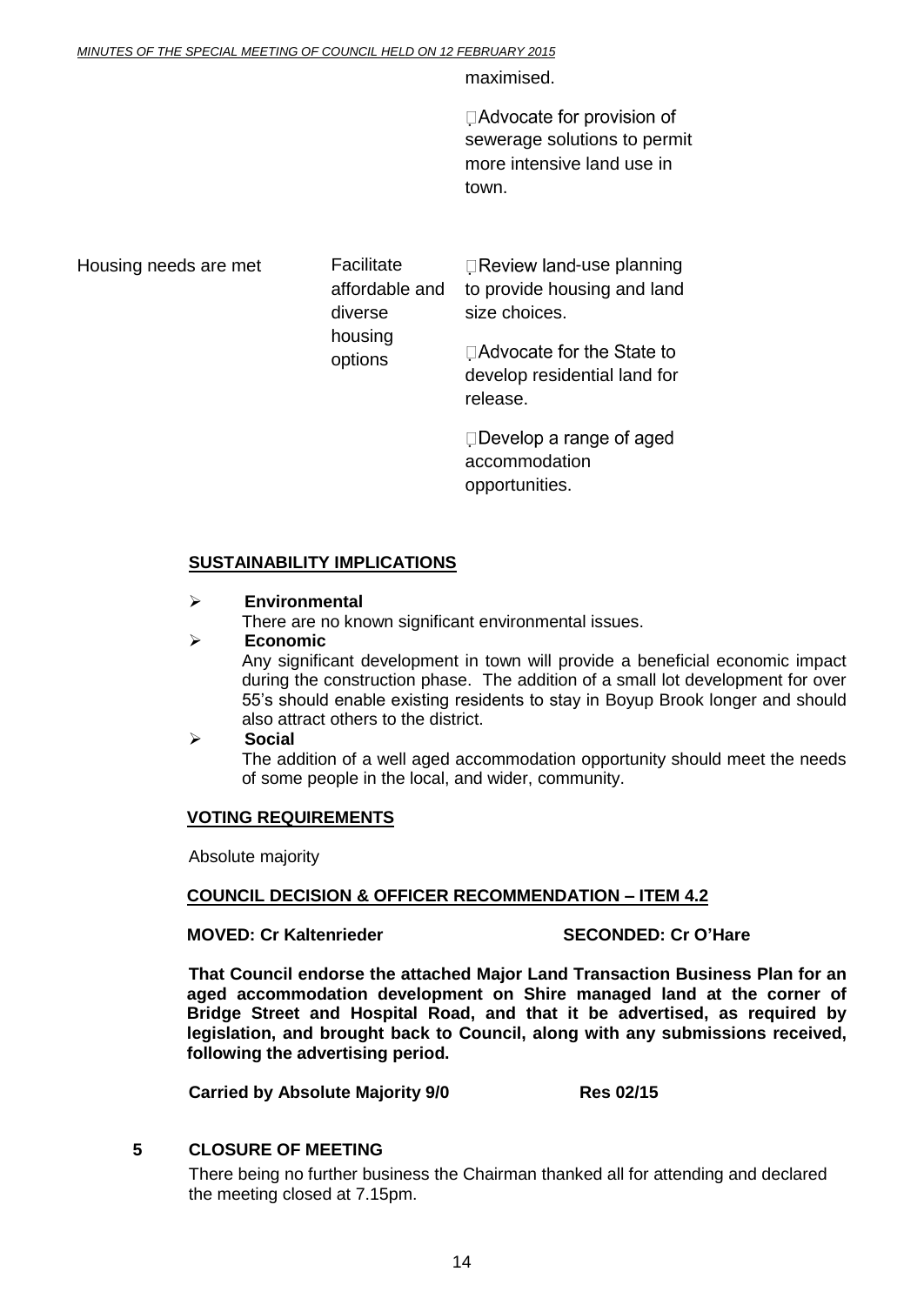| | | |
|---|---|---|
| | | maximised. |
| | | Advocate for provision of sewerage solutions to permit more intensive land use in town. |
| Housing needs are met | Facilitate affordable and diverse housing options | Review land-use planning to provide housing and land size choices. |
| | | Advocate for the State to develop residential land for release. |
| | | Develop a range of aged accommodation opportunities. |

**SUSTAINABILITY IMPLICATIONS**

- **Environmental**
  There are no known significant environmental issues.
- **Economic**
  Any significant development in town will provide a beneficial economic impact during the construction phase. The addition of a small lot development for over 55's should enable existing residents to stay in Boyup Brook longer and should also attract others to the district.
- **Social**
  The addition of a well aged accommodation opportunity should meet the needs of some people in the local, and wider, community.

**VOTING REQUIREMENTS**

Absolute majority

**COUNCIL DECISION & OFFICER RECOMMENDATION – ITEM 4.2**

**MOVED: Cr Kaltenrieder** **SECONDED: Cr O'Hare**

**That Council endorse the attached Major Land Transaction Business Plan for an aged accommodation development on Shire managed land at the corner of Bridge Street and Hospital Road, and that it be advertised, as required by legislation, and brought back to Council, along with any submissions received, following the advertising period.**

**Carried by Absolute Majority 9/0** **Res 02/15**

## 5 CLOSURE OF MEETING

There being no further business the Chairman thanked all for attending and declared the meeting closed at 7.15pm.